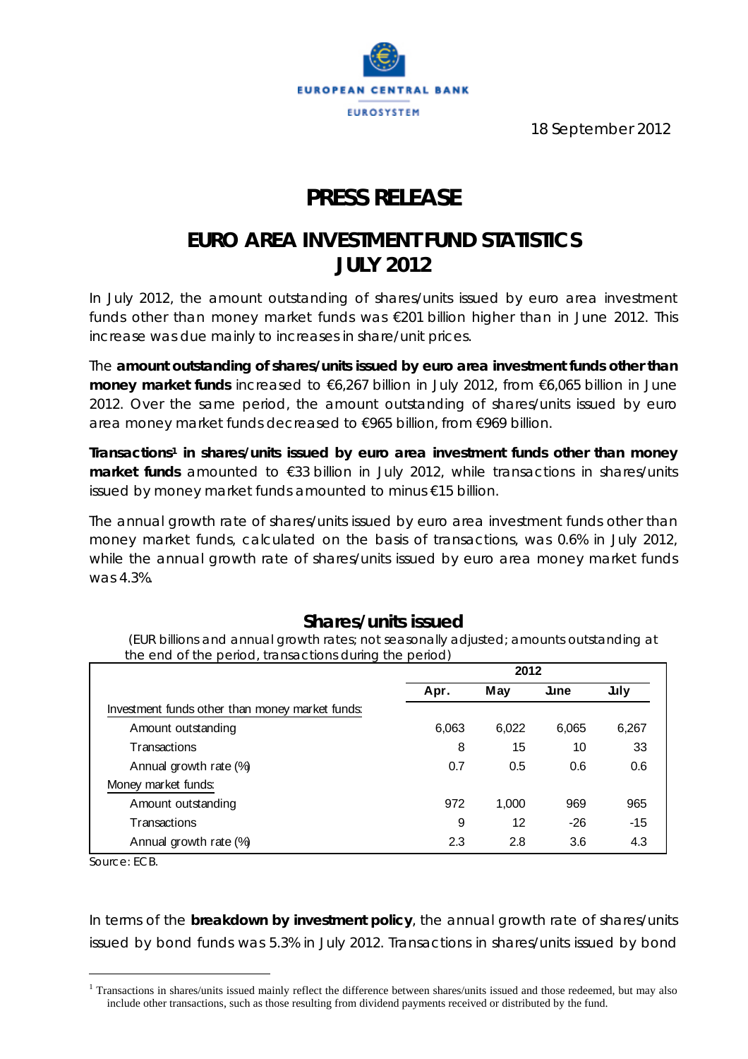18 September 2012

# PRESS RELEASE

## EURO AREA INVESTMENT FUND STATISTICS JULY 2012

In July 2012, the amount outstanding of shares/units issued by euro area investment funds other than money market funds was €201 billion higher than in June 2012. This increase was due mainly to increases in share/unit prices.

The **amount outstanding of shares/units issued by euro area investment funds other than money market funds** increased to €6,267 billion in July 2012, from €6,065 billion in June 2012. Over the same period, the amount outstanding of shares/units issued by euro area money market funds decreased to €965 billion, from €969 billion.

**Transactions[1] in shares/units issued by euro area investment funds other than money market funds** amounted to €33 billion in July 2012, while transactions in shares/units issued by money market funds amounted to minus €15 billion.

The annual growth rate of shares/units issued by euro area investment funds other than money market funds, calculated on the basis of transactions, was 0.6% in July 2012, while the annual growth rate of shares/units issued by euro area money market funds was 4.3%.

### Shares/units issued

(EUR billions and annual growth rates; not seasonally adjusted; amounts outstanding at the end of the period, transactions during the period)

| | 2012 | | | |
|---|---|---|---|---|
| | Apr. | May | June | July |
| Investment funds other than money market funds: | | | | |
| Amount outstanding | 6,063 | 6,022 | 6,065 | 6,267 |
| Transactions | 8 | 15 | 10 | 33 |
| Annual growth rate (%) | 0.7 | 0.5 | 0.6 | 0.6 |
| Money market funds: | | | | |
| Amount outstanding | 972 | 1,000 | 969 | 965 |
| Transactions | 9 | 12 | -26 | -15 |
| Annual growth rate (%) | 2.3 | 2.8 | 3.6 | 4.3 |

Source: ECB.

In terms of the **breakdown by investment policy**, the annual growth rate of shares/units issued by bond funds was 5.3% in July 2012. Transactions in shares/units issued by bond

[1] Transactions in shares/units issued mainly reflect the difference between shares/units issued and those redeemed, but may also include other transactions, such as those resulting from dividend payments received or distributed by the fund.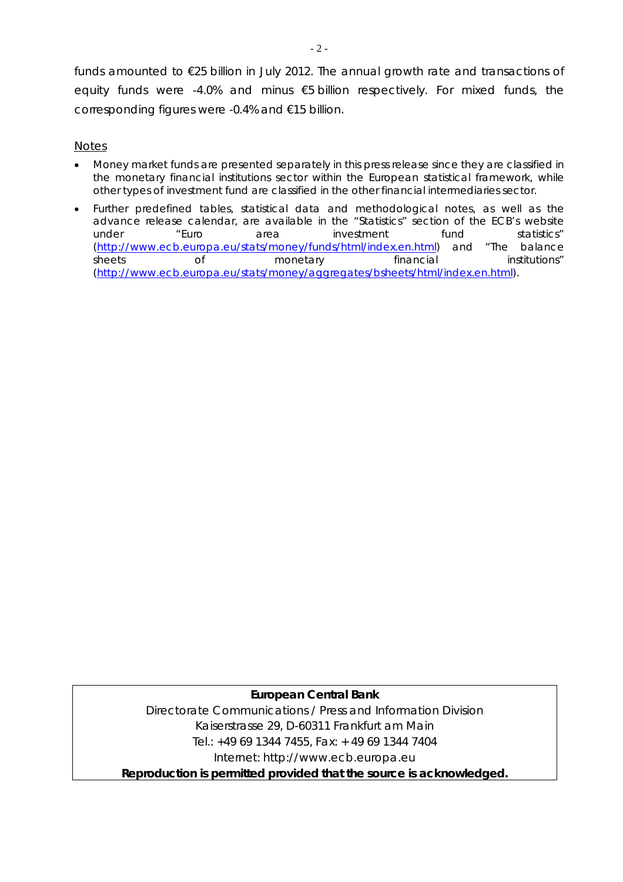funds amounted to €25 billion in July 2012. The annual growth rate and transactions of equity funds were -4.0% and minus €5 billion respectively. For mixed funds, the corresponding figures were -0.4% and €15 billion.

## Notes

- Money market funds are presented separately in this press release since they are classified in the monetary financial institutions sector within the European statistical framework, while other types of investment fund are classified in the other financial intermediaries sector.
- Further predefined tables, statistical data and methodological notes, as well as the advance release calendar, are available in the "Statistics" section of the ECB's website under "Euro area investment fund statistics" (http://www.ecb.europa.eu/stats/money/funds/html/index.en.html) and "The balance sheets of monetary financial institutions" (http://www.ecb.europa.eu/stats/money/aggregates/bsheets/html/index.en.html).

---

**European Central Bank**

Directorate Communications / Press and Information Division

Kaiserstrasse 29, D-60311 Frankfurt am Main

Tel.: +49 69 1344 7455, Fax: + 49 69 1344 7404

Internet: http://www.ecb.europa.eu

**Reproduction is permitted provided that the source is acknowledged.**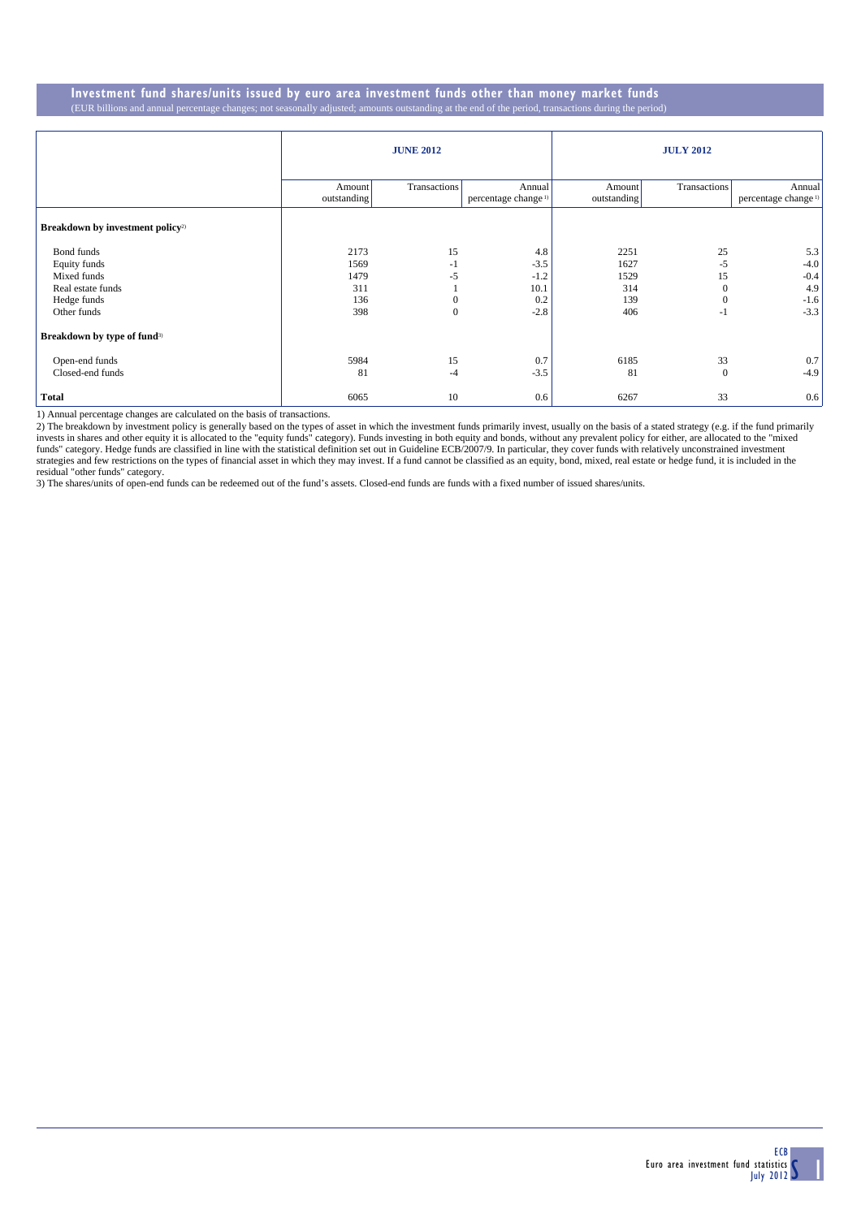## Investment fund shares/units issued by euro area investment funds other than money market funds

(EUR billions and annual percentage changes; not seasonally adjusted; amounts outstanding at the end of the period, transactions during the period)

| | JUNE 2012 | | | JULY 2012 | | |
|---|---|---|---|---|---|---|
| | Amount outstanding | Transactions | Annual percentage change [1] | Amount outstanding | Transactions | Annual percentage change [1] |
| **Breakdown by investment policy[2]** | | | | | | |
| Bond funds | 2173 | 15 | 4.8 | 2251 | 25 | 5.3 |
| Equity funds | 1569 | -1 | -3.5 | 1627 | -5 | -4.0 |
| Mixed funds | 1479 | -5 | -1.2 | 1529 | 15 | -0.4 |
| Real estate funds | 311 | 1 | 10.1 | 314 | 0 | 4.9 |
| Hedge funds | 136 | 0 | 0.2 | 139 | 0 | -1.6 |
| Other funds | 398 | 0 | -2.8 | 406 | -1 | -3.3 |
| **Breakdown by type of fund[3]** | | | | | | |
| Open-end funds | 5984 | 15 | 0.7 | 6185 | 33 | 0.7 |
| Closed-end funds | 81 | -4 | -3.5 | 81 | 0 | -4.9 |
| **Total** | 6065 | 10 | 0.6 | 6267 | 33 | 0.6 |

1) Annual percentage changes are calculated on the basis of transactions.

2) The breakdown by investment policy is generally based on the types of asset in which the investment funds primarily invest, usually on the basis of a stated strategy (e.g. if the fund primarily invests in shares and other equity it is allocated to the "equity funds" category). Funds investing in both equity and bonds, without any prevalent policy for either, are allocated to the "mixed funds" category. Hedge funds are classified in line with the statistical definition set out in Guideline ECB/2007/9. In particular, they cover funds with relatively unconstrained investment strategies and few restrictions on the types of financial asset in which they may invest. If a fund cannot be classified as an equity, bond, mixed, real estate or hedge fund, it is included in the residual "other funds" category.

3) The shares/units of open-end funds can be redeemed out of the fund's assets. Closed-end funds are funds with a fixed number of issued shares/units.